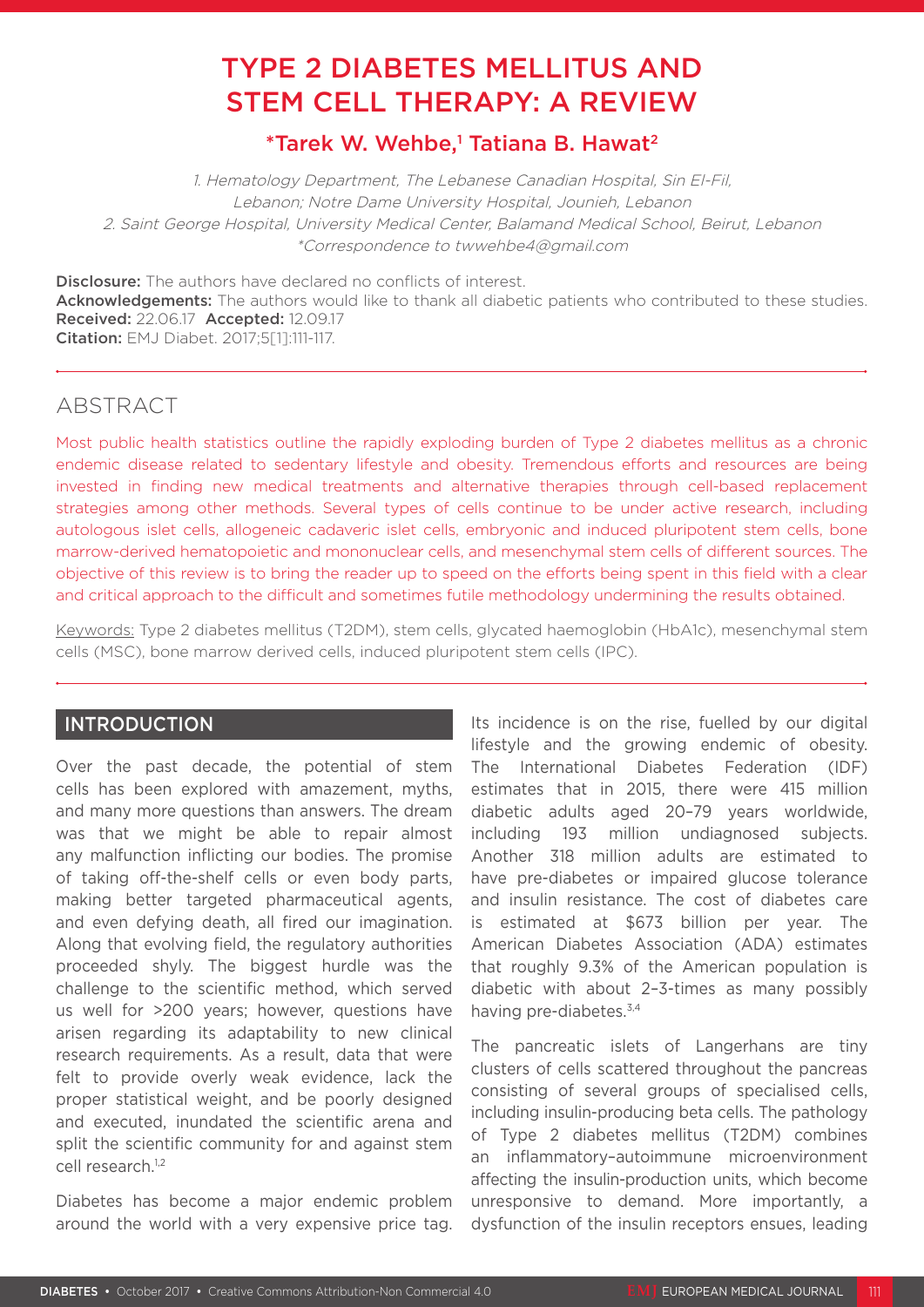# TYPE 2 DIABETES MELLITUS AND STEM CELL THERAPY: A REVIEW

**\*Tarek W. Wehbe,[1] Tatiana B. Hawat[2]**

*1. Hematology Department, The Lebanese Canadian Hospital, Sin El-Fil, Lebanon; Notre Dame University Hospital, Jounieh, Lebanon*
*2. Saint George Hospital, University Medical Center, Balamand Medical School, Beirut, Lebanon*
*\*Correspondence to twwehbe4@gmail.com*

**Disclosure:** The authors have declared no conflicts of interest.
**Acknowledgements:** The authors would like to thank all diabetic patients who contributed to these studies.
**Received:** 22.06.17 **Accepted:** 12.09.17
**Citation:** EMJ Diabet. 2017;5[1]:111-117.

## ABSTRACT

Most public health statistics outline the rapidly exploding burden of Type 2 diabetes mellitus as a chronic endemic disease related to sedentary lifestyle and obesity. Tremendous efforts and resources are being invested in finding new medical treatments and alternative therapies through cell-based replacement strategies among other methods. Several types of cells continue to be under active research, including autologous islet cells, allogeneic cadaveric islet cells, embryonic and induced pluripotent stem cells, bone marrow-derived hematopoietic and mononuclear cells, and mesenchymal stem cells of different sources. The objective of this review is to bring the reader up to speed on the efforts being spent in this field with a clear and critical approach to the difficult and sometimes futile methodology undermining the results obtained.

Keywords: Type 2 diabetes mellitus (T2DM), stem cells, glycated haemoglobin (HbA1c), mesenchymal stem cells (MSC), bone marrow derived cells, induced pluripotent stem cells (IPC).

## INTRODUCTION

Over the past decade, the potential of stem cells has been explored with amazement, myths, and many more questions than answers. The dream was that we might be able to repair almost any malfunction inflicting our bodies. The promise of taking off-the-shelf cells or even body parts, making better targeted pharmaceutical agents, and even defying death, all fired our imagination. Along that evolving field, the regulatory authorities proceeded shyly. The biggest hurdle was the challenge to the scientific method, which served us well for >200 years; however, questions have arisen regarding its adaptability to new clinical research requirements. As a result, data that were felt to provide overly weak evidence, lack the proper statistical weight, and be poorly designed and executed, inundated the scientific arena and split the scientific community for and against stem cell research.[1,2]

Diabetes has become a major endemic problem around the world with a very expensive price tag. Its incidence is on the rise, fuelled by our digital lifestyle and the growing endemic of obesity. The International Diabetes Federation (IDF) estimates that in 2015, there were 415 million diabetic adults aged 20–79 years worldwide, including 193 million undiagnosed subjects. Another 318 million adults are estimated to have pre-diabetes or impaired glucose tolerance and insulin resistance. The cost of diabetes care is estimated at $673 billion per year. The American Diabetes Association (ADA) estimates that roughly 9.3% of the American population is diabetic with about 2–3-times as many possibly having pre-diabetes.[3,4]

The pancreatic islets of Langerhans are tiny clusters of cells scattered throughout the pancreas consisting of several groups of specialised cells, including insulin-producing beta cells. The pathology of Type 2 diabetes mellitus (T2DM) combines an inflammatory–autoimmune microenvironment affecting the insulin-production units, which become unresponsive to demand. More importantly, a dysfunction of the insulin receptors ensues, leading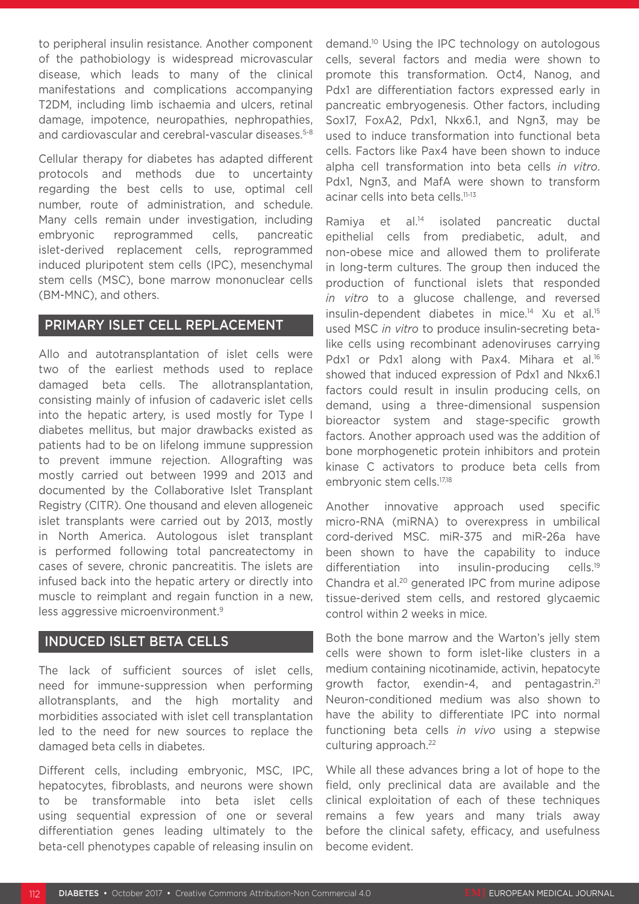to peripheral insulin resistance. Another component of the pathobiology is widespread microvascular disease, which leads to many of the clinical manifestations and complications accompanying T2DM, including limb ischaemia and ulcers, retinal damage, impotence, neuropathies, nephropathies, and cardiovascular and cerebral-vascular diseases.[5-8]

Cellular therapy for diabetes has adapted different protocols and methods due to uncertainty regarding the best cells to use, optimal cell number, route of administration, and schedule. Many cells remain under investigation, including embryonic reprogrammed cells, pancreatic islet-derived replacement cells, reprogrammed induced pluripotent stem cells (IPC), mesenchymal stem cells (MSC), bone marrow mononuclear cells (BM-MNC), and others.

## PRIMARY ISLET CELL REPLACEMENT

Allo and autotransplantation of islet cells were two of the earliest methods used to replace damaged beta cells. The allotransplantation, consisting mainly of infusion of cadaveric islet cells into the hepatic artery, is used mostly for Type I diabetes mellitus, but major drawbacks existed as patients had to be on lifelong immune suppression to prevent immune rejection. Allografting was mostly carried out between 1999 and 2013 and documented by the Collaborative Islet Transplant Registry (CITR). One thousand and eleven allogeneic islet transplants were carried out by 2013, mostly in North America. Autologous islet transplant is performed following total pancreatectomy in cases of severe, chronic pancreatitis. The islets are infused back into the hepatic artery or directly into muscle to reimplant and regain function in a new, less aggressive microenvironment.[9]

## INDUCED ISLET BETA CELLS

The lack of sufficient sources of islet cells, need for immune-suppression when performing allotransplants, and the high mortality and morbidities associated with islet cell transplantation led to the need for new sources to replace the damaged beta cells in diabetes.

Different cells, including embryonic, MSC, IPC, hepatocytes, fibroblasts, and neurons were shown to be transformable into beta islet cells using sequential expression of one or several differentiation genes leading ultimately to the beta-cell phenotypes capable of releasing insulin on demand.[10] Using the IPC technology on autologous cells, several factors and media were shown to promote this transformation. Oct4, Nanog, and Pdx1 are differentiation factors expressed early in pancreatic embryogenesis. Other factors, including Sox17, FoxA2, Pdx1, Nkx6.1, and Ngn3, may be used to induce transformation into functional beta cells. Factors like Pax4 have been shown to induce alpha cell transformation into beta cells *in vitro*. Pdx1, Ngn3, and MafA were shown to transform acinar cells into beta cells.[11-13]

Ramiya et al.[14] isolated pancreatic ductal epithelial cells from prediabetic, adult, and non-obese mice and allowed them to proliferate in long-term cultures. The group then induced the production of functional islets that responded *in vitro* to a glucose challenge, and reversed insulin-dependent diabetes in mice.[14] Xu et al.[15] used MSC *in vitro* to produce insulin-secreting beta-like cells using recombinant adenoviruses carrying Pdx1 or Pdx1 along with Pax4. Mihara et al.[16] showed that induced expression of Pdx1 and Nkx6.1 factors could result in insulin producing cells, on demand, using a three-dimensional suspension bioreactor system and stage-specific growth factors. Another approach used was the addition of bone morphogenetic protein inhibitors and protein kinase C activators to produce beta cells from embryonic stem cells.[17,18]

Another innovative approach used specific micro-RNA (miRNA) to overexpress in umbilical cord-derived MSC. miR-375 and miR-26a have been shown to have the capability to induce differentiation into insulin-producing cells.[19] Chandra et al.[20] generated IPC from murine adipose tissue-derived stem cells, and restored glycaemic control within 2 weeks in mice.

Both the bone marrow and the Warton's jelly stem cells were shown to form islet-like clusters in a medium containing nicotinamide, activin, hepatocyte growth factor, exendin-4, and pentagastrin.[21] Neuron-conditioned medium was also shown to have the ability to differentiate IPC into normal functioning beta cells *in vivo* using a stepwise culturing approach.[22]

While all these advances bring a lot of hope to the field, only preclinical data are available and the clinical exploitation of each of these techniques remains a few years and many trials away before the clinical safety, efficacy, and usefulness become evident.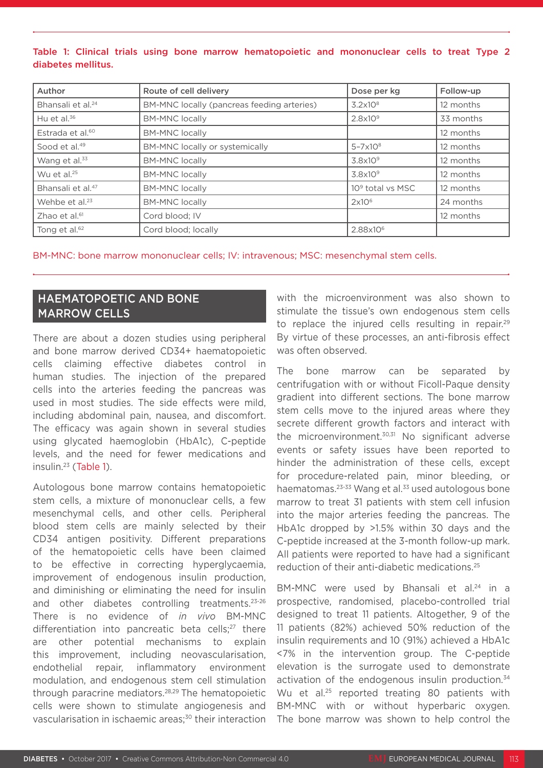Table 1: Clinical trials using bone marrow hematopoietic and mononuclear cells to treat Type 2 diabetes mellitus.

| Author | Route of cell delivery | Dose per kg | Follow-up |
|---|---|---|---|
| Bhansali et al.[24] | BM-MNC locally (pancreas feeding arteries) | $3.2x10^8$ | 12 months |
| Hu et al.[36] | BM-MNC locally | $2.8x10^9$ | 33 months |
| Estrada et al.[60] | BM-MNC locally | | 12 months |
| Sood et al.[49] | BM-MNC locally or systemically | $5–7x10^8$ | 12 months |
| Wang et al.[33] | BM-MNC locally | $3.8x10^9$ | 12 months |
| Wu et al.[25] | BM-MNC locally | $3.8x10^9$ | 12 months |
| Bhansali et al.[47] | BM-MNC locally | $10^9$ total vs MSC | 12 months |
| Wehbe et al.[23] | BM-MNC locally | $2x10^6$ | 24 months |
| Zhao et al.[61] | Cord blood; IV | | 12 months |
| Tong et al.[62] | Cord blood; locally | $2.88x10^6$ | |

BM-MNC: bone marrow mononuclear cells; IV: intravenous; MSC: mesenchymal stem cells.

## HAEMATOPOETIC AND BONE MARROW CELLS

There are about a dozen studies using peripheral and bone marrow derived CD34+ haematopoietic cells claiming effective diabetes control in human studies. The injection of the prepared cells into the arteries feeding the pancreas was used in most studies. The side effects were mild, including abdominal pain, nausea, and discomfort. The efficacy was again shown in several studies using glycated haemoglobin (HbA1c), C-peptide levels, and the need for fewer medications and insulin.[23] (Table 1).

Autologous bone marrow contains hematopoietic stem cells, a mixture of mononuclear cells, a few mesenchymal cells, and other cells. Peripheral blood stem cells are mainly selected by their CD34 antigen positivity. Different preparations of the hematopoietic cells have been claimed to be effective in correcting hyperglycaemia, improvement of endogenous insulin production, and diminishing or eliminating the need for insulin and other diabetes controlling treatments.[23-26] There is no evidence of *in vivo* BM-MNC differentiation into pancreatic beta cells;[27] there are other potential mechanisms to explain this improvement, including neovascularisation, endothelial repair, inflammatory environment modulation, and endogenous stem cell stimulation through paracrine mediators.[28,29] The hematopoietic cells were shown to stimulate angiogenesis and vascularisation in ischaemic areas;[30] their interaction with the microenvironment was also shown to stimulate the tissue's own endogenous stem cells to replace the injured cells resulting in repair.[29] By virtue of these processes, an anti-fibrosis effect was often observed.

The bone marrow can be separated by centrifugation with or without Ficoll-Paque density gradient into different sections. The bone marrow stem cells move to the injured areas where they secrete different growth factors and interact with the microenvironment.[30,31] No significant adverse events or safety issues have been reported to hinder the administration of these cells, except for procedure-related pain, minor bleeding, or haematomas.[23-33] Wang et al.[33] used autologous bone marrow to treat 31 patients with stem cell infusion into the major arteries feeding the pancreas. The HbA1c dropped by >1.5% within 30 days and the C-peptide increased at the 3-month follow-up mark. All patients were reported to have had a significant reduction of their anti-diabetic medications.[25]

BM-MNC were used by Bhansali et al.[24] in a prospective, randomised, placebo-controlled trial designed to treat 11 patients. Altogether, 9 of the 11 patients (82%) achieved 50% reduction of the insulin requirements and 10 (91%) achieved a HbA1c <7% in the intervention group. The C-peptide elevation is the surrogate used to demonstrate activation of the endogenous insulin production.[34] Wu et al.[25] reported treating 80 patients with BM-MNC with or without hyperbaric oxygen. The bone marrow was shown to help control the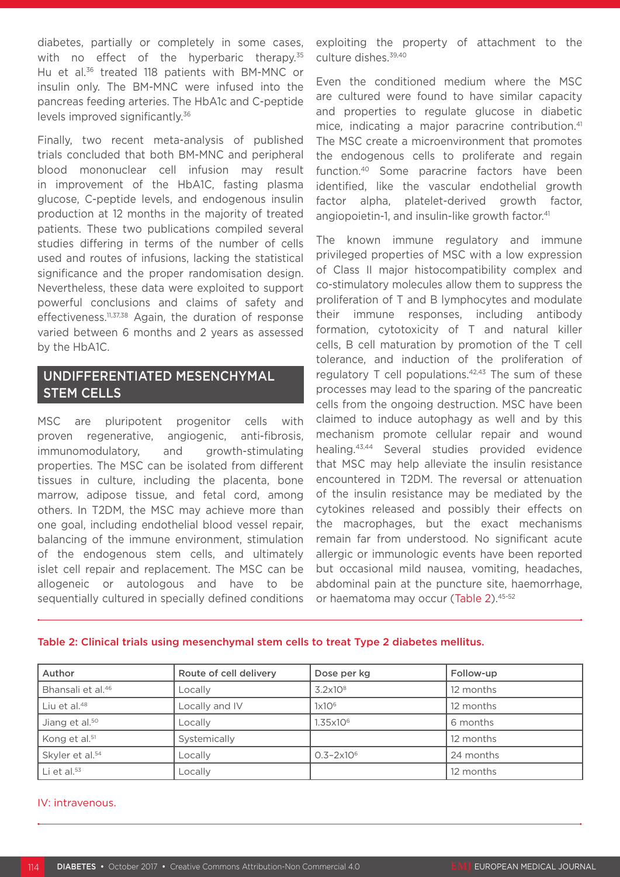diabetes, partially or completely in some cases, with no effect of the hyperbaric therapy.[35] Hu et al.[36] treated 118 patients with BM-MNC or insulin only. The BM-MNC were infused into the pancreas feeding arteries. The HbA1c and C-peptide levels improved significantly.[36]

Finally, two recent meta-analysis of published trials concluded that both BM-MNC and peripheral blood mononuclear cell infusion may result in improvement of the HbA1C, fasting plasma glucose, C-peptide levels, and endogenous insulin production at 12 months in the majority of treated patients. These two publications compiled several studies differing in terms of the number of cells used and routes of infusions, lacking the statistical significance and the proper randomisation design. Nevertheless, these data were exploited to support powerful conclusions and claims of safety and effectiveness.[11,37,38] Again, the duration of response varied between 6 months and 2 years as assessed by the HbA1C.

## UNDIFFERENTIATED MESENCHYMAL STEM CELLS

MSC are pluripotent progenitor cells with proven regenerative, angiogenic, anti-fibrosis, immunomodulatory, and growth-stimulating properties. The MSC can be isolated from different tissues in culture, including the placenta, bone marrow, adipose tissue, and fetal cord, among others. In T2DM, the MSC may achieve more than one goal, including endothelial blood vessel repair, balancing of the immune environment, stimulation of the endogenous stem cells, and ultimately islet cell repair and replacement. The MSC can be allogeneic or autologous and have to be sequentially cultured in specially defined conditions exploiting the property of attachment to the culture dishes.[39,40]

Even the conditioned medium where the MSC are cultured were found to have similar capacity and properties to regulate glucose in diabetic mice, indicating a major paracrine contribution.[41] The MSC create a microenvironment that promotes the endogenous cells to proliferate and regain function.[40] Some paracrine factors have been identified, like the vascular endothelial growth factor alpha, platelet-derived growth factor, angiopoietin-1, and insulin-like growth factor.[41]

The known immune regulatory and immune privileged properties of MSC with a low expression of Class II major histocompatibility complex and co-stimulatory molecules allow them to suppress the proliferation of T and B lymphocytes and modulate their immune responses, including antibody formation, cytotoxicity of T and natural killer cells, B cell maturation by promotion of the T cell tolerance, and induction of the proliferation of regulatory T cell populations.[42,43] The sum of these processes may lead to the sparing of the pancreatic cells from the ongoing destruction. MSC have been claimed to induce autophagy as well and by this mechanism promote cellular repair and wound healing.[43,44] Several studies provided evidence that MSC may help alleviate the insulin resistance encountered in T2DM. The reversal or attenuation of the insulin resistance may be mediated by the cytokines released and possibly their effects on the macrophages, but the exact mechanisms remain far from understood. No significant acute allergic or immunologic events have been reported but occasional mild nausea, vomiting, headaches, abdominal pain at the puncture site, haemorrhage, or haematoma may occur (Table 2).[45-52]

**Table 2: Clinical trials using mesenchymal stem cells to treat Type 2 diabetes mellitus.**

| Author | Route of cell delivery | Dose per kg | Follow-up |
|---|---|---|---|
| Bhansali et al.[46] | Locally | $3.2 \times 10^8$ | 12 months |
| Liu et al.[48] | Locally and IV | $1 \times 10^6$ | 12 months |
| Jiang et al.[50] | Locally | $1.35 \times 10^6$ | 6 months |
| Kong et al.[51] | Systemically | | 12 months |
| Skyler et al.[54] | Locally | $0.3–2 \times 10^6$ | 24 months |
| Li et al.[53] | Locally | | 12 months |

IV: intravenous.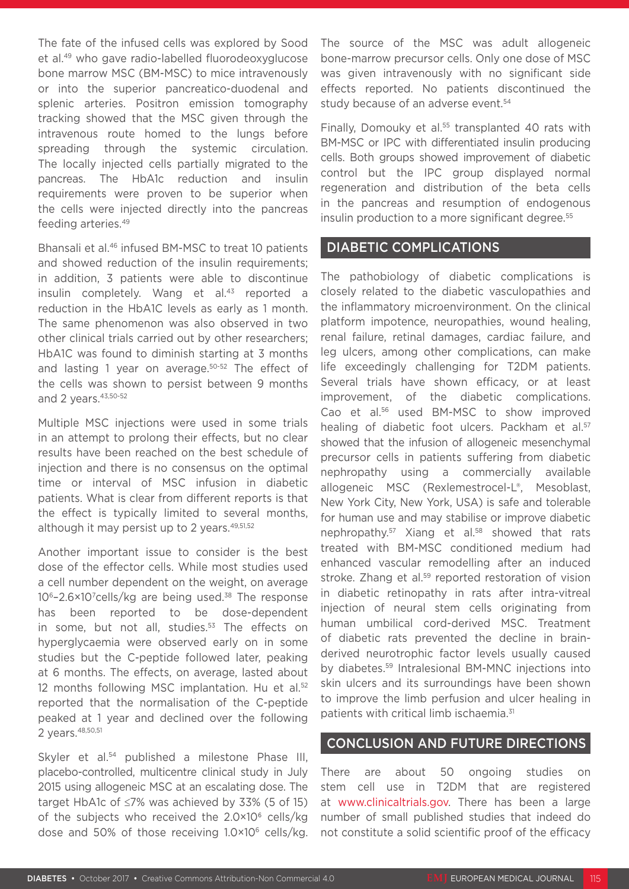The fate of the infused cells was explored by Sood et al.[49] who gave radio-labelled fluorodeoxyglucose bone marrow MSC (BM-MSC) to mice intravenously or into the superior pancreatico-duodenal and splenic arteries. Positron emission tomography tracking showed that the MSC given through the intravenous route homed to the lungs before spreading through the systemic circulation. The locally injected cells partially migrated to the pancreas. The HbA1c reduction and insulin requirements were proven to be superior when the cells were injected directly into the pancreas feeding arteries.[49]

Bhansali et al.[46] infused BM-MSC to treat 10 patients and showed reduction of the insulin requirements; in addition, 3 patients were able to discontinue insulin completely. Wang et al.[43] reported a reduction in the HbA1C levels as early as 1 month. The same phenomenon was also observed in two other clinical trials carried out by other researchers; HbA1C was found to diminish starting at 3 months and lasting 1 year on average.[50-52] The effect of the cells was shown to persist between 9 months and 2 years.[43,50-52]

Multiple MSC injections were used in some trials in an attempt to prolong their effects, but no clear results have been reached on the best schedule of injection and there is no consensus on the optimal time or interval of MSC infusion in diabetic patients. What is clear from different reports is that the effect is typically limited to several months, although it may persist up to 2 years.[49,51,52]

Another important issue to consider is the best dose of the effector cells. While most studies used a cell number dependent on the weight, on average $10^6$–$2.6\times10^7$ cells/kg are being used.[38] The response has been reported to be dose-dependent in some, but not all, studies.[53] The effects on hyperglycaemia were observed early on in some studies but the C-peptide followed later, peaking at 6 months. The effects, on average, lasted about 12 months following MSC implantation. Hu et al.[52] reported that the normalisation of the C-peptide peaked at 1 year and declined over the following 2 years.[48,50,51]

Skyler et al.[54] published a milestone Phase III, placebo-controlled, multicentre clinical study in July 2015 using allogeneic MSC at an escalating dose. The target HbA1c of ≤7% was achieved by 33% (5 of 15) of the subjects who received the $2.0\times10^6$ cells/kg dose and 50% of those receiving $1.0\times10^6$ cells/kg. The source of the MSC was adult allogeneic bone-marrow precursor cells. Only one dose of MSC was given intravenously with no significant side effects reported. No patients discontinued the study because of an adverse event.[54]

Finally, Domouky et al.[55] transplanted 40 rats with BM-MSC or IPC with differentiated insulin producing cells. Both groups showed improvement of diabetic control but the IPC group displayed normal regeneration and distribution of the beta cells in the pancreas and resumption of endogenous insulin production to a more significant degree.[55]

## DIABETIC COMPLICATIONS

The pathobiology of diabetic complications is closely related to the diabetic vasculopathies and the inflammatory microenvironment. On the clinical platform impotence, neuropathies, wound healing, renal failure, retinal damages, cardiac failure, and leg ulcers, among other complications, can make life exceedingly challenging for T2DM patients. Several trials have shown efficacy, or at least improvement, of the diabetic complications. Cao et al.[56] used BM-MSC to show improved healing of diabetic foot ulcers. Packham et al.[57] showed that the infusion of allogeneic mesenchymal precursor cells in patients suffering from diabetic nephropathy using a commercially available allogeneic MSC (Rexlemestrocel-L®, Mesoblast, New York City, New York, USA) is safe and tolerable for human use and may stabilise or improve diabetic nephropathy.[57] Xiang et al.[58] showed that rats treated with BM-MSC conditioned medium had enhanced vascular remodelling after an induced stroke. Zhang et al.[59] reported restoration of vision in diabetic retinopathy in rats after intra-vitreal injection of neural stem cells originating from human umbilical cord-derived MSC. Treatment of diabetic rats prevented the decline in brain-derived neurotrophic factor levels usually caused by diabetes.[59] Intralesional BM-MNC injections into skin ulcers and its surroundings have been shown to improve the limb perfusion and ulcer healing in patients with critical limb ischaemia.[31]

## CONCLUSION AND FUTURE DIRECTIONS

There are about 50 ongoing studies on stem cell use in T2DM that are registered at www.clinicaltrials.gov. There has been a large number of small published studies that indeed do not constitute a solid scientific proof of the efficacy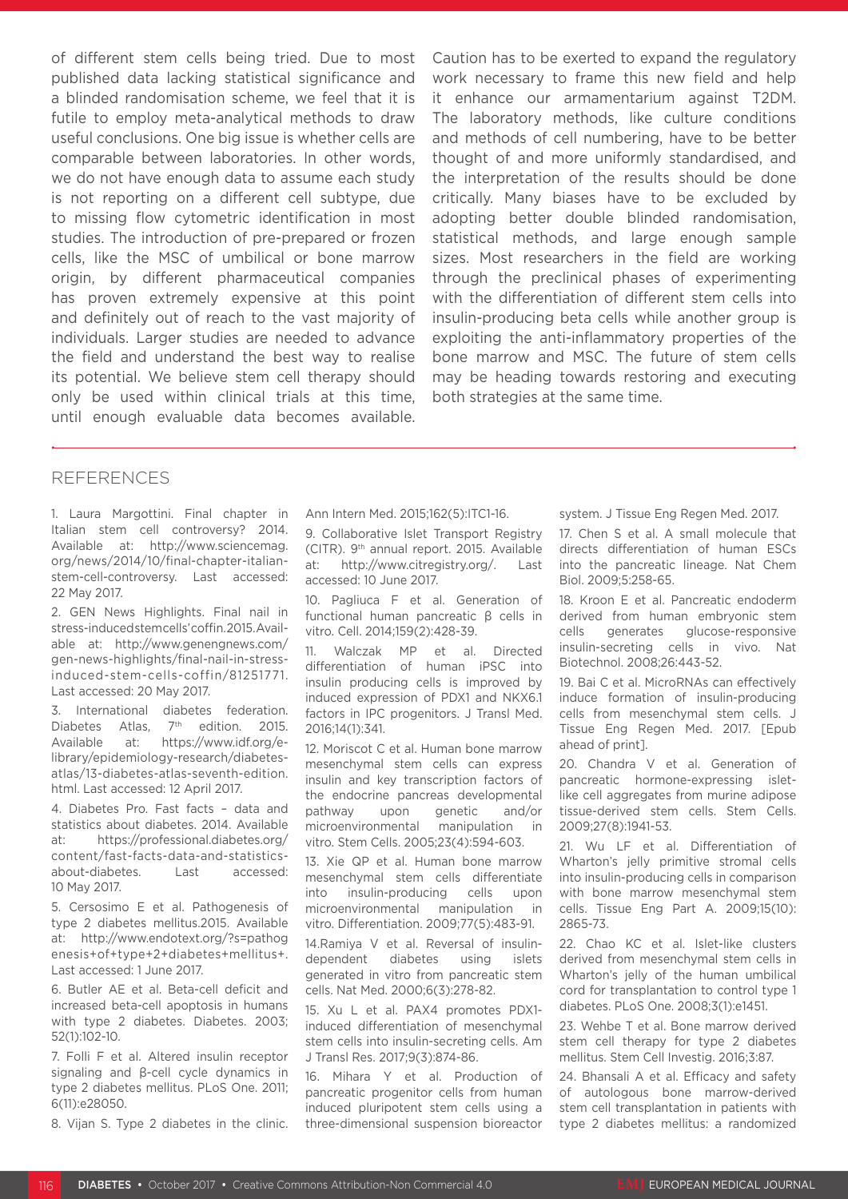of different stem cells being tried. Due to most published data lacking statistical significance and a blinded randomisation scheme, we feel that it is futile to employ meta-analytical methods to draw useful conclusions. One big issue is whether cells are comparable between laboratories. In other words, we do not have enough data to assume each study is not reporting on a different cell subtype, due to missing flow cytometric identification in most studies. The introduction of pre-prepared or frozen cells, like the MSC of umbilical or bone marrow origin, by different pharmaceutical companies has proven extremely expensive at this point and definitely out of reach to the vast majority of individuals. Larger studies are needed to advance the field and understand the best way to realise its potential. We believe stem cell therapy should only be used within clinical trials at this time, until enough evaluable data becomes available. Caution has to be exerted to expand the regulatory work necessary to frame this new field and help it enhance our armamentarium against T2DM. The laboratory methods, like culture conditions and methods of cell numbering, have to be better thought of and more uniformly standardised, and the interpretation of the results should be done critically. Many biases have to be excluded by adopting better double blinded randomisation, statistical methods, and large enough sample sizes. Most researchers in the field are working through the preclinical phases of experimenting with the differentiation of different stem cells into insulin-producing beta cells while another group is exploiting the anti-inflammatory properties of the bone marrow and MSC. The future of stem cells may be heading towards restoring and executing both strategies at the same time.

## REFERENCES

1. Laura Margottini. Final chapter in Italian stem cell controversy? 2014. Available at: http://www.sciencemag.org/news/2014/10/final-chapter-italian-stem-cell-controversy. Last accessed: 22 May 2017.
2. GEN News Highlights. Final nail in stress-inducedstemcells'coffin.2015.Available at: http://www.genengnews.com/gen-news-highlights/final-nail-in-stress-induced-stem-cells-coffin/81251771. Last accessed: 20 May 2017.
3. International diabetes federation. Diabetes Atlas, 7th edition. 2015. Available at: https://www.idf.org/e-library/epidemiology-research/diabetes-atlas/13-diabetes-atlas-seventh-edition.html. Last accessed: 12 April 2017.
4. Diabetes Pro. Fast facts – data and statistics about diabetes. 2014. Available at: https://professional.diabetes.org/content/fast-facts-data-and-statistics-about-diabetes. Last accessed: 10 May 2017.
5. Cersosimo E et al. Pathogenesis of type 2 diabetes mellitus.2015. Available at: http://www.endotext.org/?s=pathogenesis+of+type+2+diabetes+mellitus+. Last accessed: 1 June 2017.
6. Butler AE et al. Beta-cell deficit and increased beta-cell apoptosis in humans with type 2 diabetes. Diabetes. 2003; 52(1):102-10.
7. Folli F et al. Altered insulin receptor signaling and β-cell cycle dynamics in type 2 diabetes mellitus. PLoS One. 2011; 6(11):e28050.
8. Vijan S. Type 2 diabetes in the clinic. Ann Intern Med. 2015;162(5):ITC1-16.
9. Collaborative Islet Transport Registry (CITR). 9th annual report. 2015. Available at: http://www.citregistry.org/. Last accessed: 10 June 2017.
10. Pagliuca F et al. Generation of functional human pancreatic β cells in vitro. Cell. 2014;159(2):428-39.
11. Walczak MP et al. Directed differentiation of human iPSC into insulin producing cells is improved by induced expression of PDX1 and NKX6.1 factors in IPC progenitors. J Transl Med. 2016;14(1):341.
12. Moriscot C et al. Human bone marrow mesenchymal stem cells can express insulin and key transcription factors of the endocrine pancreas developmental pathway upon genetic and/or microenvironmental manipulation in vitro. Stem Cells. 2005;23(4):594-603.
13. Xie QP et al. Human bone marrow mesenchymal stem cells differentiate into insulin-producing cells upon microenvironmental manipulation in vitro. Differentiation. 2009;77(5):483-91.
14. Ramiya V et al. Reversal of insulin-dependent diabetes using islets generated in vitro from pancreatic stem cells. Nat Med. 2000;6(3):278-82.
15. Xu L et al. PAX4 promotes PDX1-induced differentiation of mesenchymal stem cells into insulin-secreting cells. Am J Transl Res. 2017;9(3):874-86.
16. Mihara Y et al. Production of pancreatic progenitor cells from human induced pluripotent stem cells using a three-dimensional suspension bioreactor system. J Tissue Eng Regen Med. 2017.
17. Chen S et al. A small molecule that directs differentiation of human ESCs into the pancreatic lineage. Nat Chem Biol. 2009;5:258-65.
18. Kroon E et al. Pancreatic endoderm derived from human embryonic stem cells generates glucose-responsive insulin-secreting cells in vivo. Nat Biotechnol. 2008;26:443-52.
19. Bai C et al. MicroRNAs can effectively induce formation of insulin-producing cells from mesenchymal stem cells. J Tissue Eng Regen Med. 2017. [Epub ahead of print].
20. Chandra V et al. Generation of pancreatic hormone-expressing islet-like cell aggregates from murine adipose tissue-derived stem cells. Stem Cells. 2009;27(8):1941-53.
21. Wu LF et al. Differentiation of Wharton's jelly primitive stromal cells into insulin-producing cells in comparison with bone marrow mesenchymal stem cells. Tissue Eng Part A. 2009;15(10):2865-73.
22. Chao KC et al. Islet-like clusters derived from mesenchymal stem cells in Wharton's jelly of the human umbilical cord for transplantation to control type 1 diabetes. PLoS One. 2008;3(1):e1451.
23. Wehbe T et al. Bone marrow derived stem cell therapy for type 2 diabetes mellitus. Stem Cell Investig. 2016;3:87.
24. Bhansali A et al. Efficacy and safety of autologous bone marrow-derived stem cell transplantation in patients with type 2 diabetes mellitus: a randomized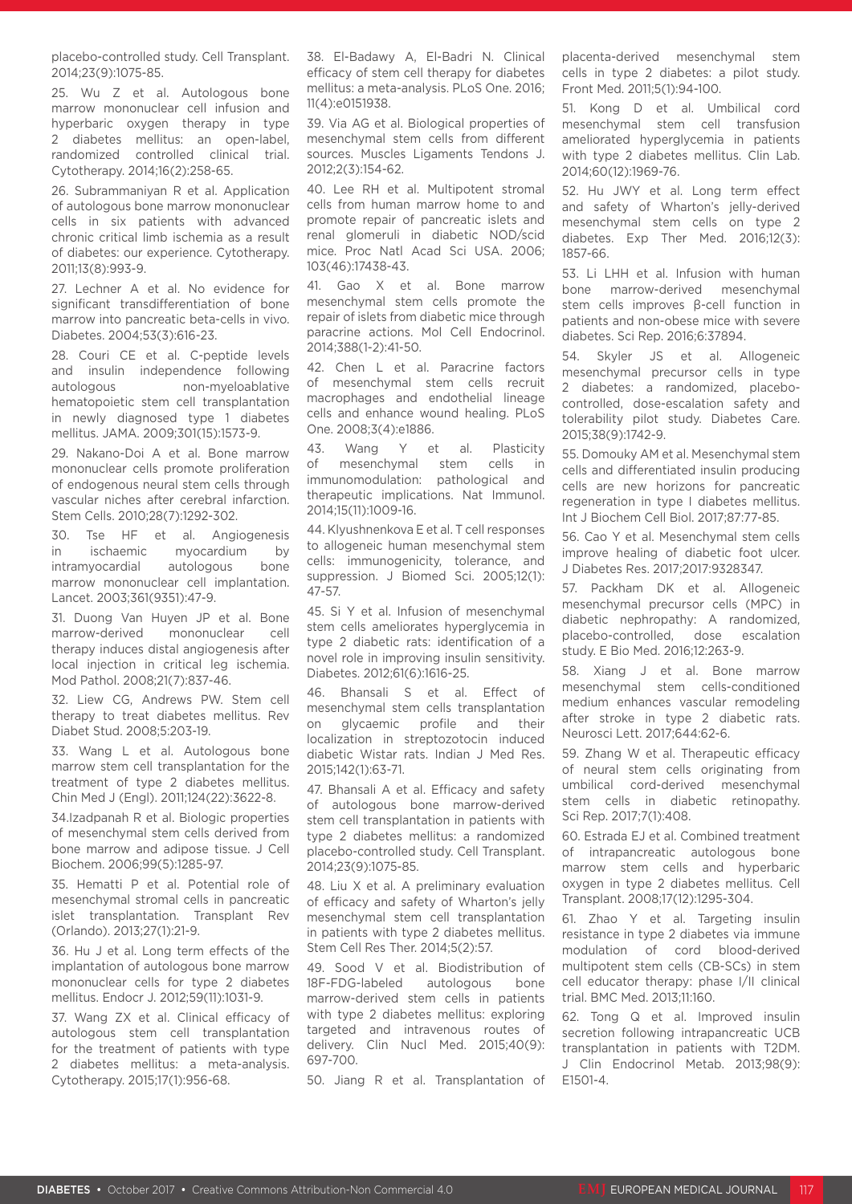placebo-controlled study. Cell Transplant. 2014;23(9):1075-85.

25. Wu Z et al. Autologous bone marrow mononuclear cell infusion and hyperbaric oxygen therapy in type 2 diabetes mellitus: an open-label, randomized controlled clinical trial. Cytotherapy. 2014;16(2):258-65.

26. Subrammaniyan R et al. Application of autologous bone marrow mononuclear cells in six patients with advanced chronic critical limb ischemia as a result of diabetes: our experience. Cytotherapy. 2011;13(8):993-9.

27. Lechner A et al. No evidence for significant transdifferentiation of bone marrow into pancreatic beta-cells in vivo. Diabetes. 2004;53(3):616-23.

28. Couri CE et al. C-peptide levels and insulin independence following autologous non-myeloablative hematopoietic stem cell transplantation in newly diagnosed type 1 diabetes mellitus. JAMA. 2009;301(15):1573-9.

29. Nakano-Doi A et al. Bone marrow mononuclear cells promote proliferation of endogenous neural stem cells through vascular niches after cerebral infarction. Stem Cells. 2010;28(7):1292-302.

30. Tse HF et al. Angiogenesis in ischaemic myocardium by intramyocardial autologous bone marrow mononuclear cell implantation. Lancet. 2003;361(9351):47-9.

31. Duong Van Huyen JP et al. Bone marrow-derived mononuclear cell therapy induces distal angiogenesis after local injection in critical leg ischemia. Mod Pathol. 2008;21(7):837-46.

32. Liew CG, Andrews PW. Stem cell therapy to treat diabetes mellitus. Rev Diabet Stud. 2008;5:203-19.

33. Wang L et al. Autologous bone marrow stem cell transplantation for the treatment of type 2 diabetes mellitus. Chin Med J (Engl). 2011;124(22):3622-8.

34. Izadpanah R et al. Biologic properties of mesenchymal stem cells derived from bone marrow and adipose tissue. J Cell Biochem. 2006;99(5):1285-97.

35. Hematti P et al. Potential role of mesenchymal stromal cells in pancreatic islet transplantation. Transplant Rev (Orlando). 2013;27(1):21-9.

36. Hu J et al. Long term effects of the implantation of autologous bone marrow mononuclear cells for type 2 diabetes mellitus. Endocr J. 2012;59(11):1031-9.

37. Wang ZX et al. Clinical efficacy of autologous stem cell transplantation for the treatment of patients with type 2 diabetes mellitus: a meta-analysis. Cytotherapy. 2015;17(1):956-68.

38. El-Badawy A, El-Badri N. Clinical efficacy of stem cell therapy for diabetes mellitus: a meta-analysis. PLoS One. 2016; 11(4):e0151938.

39. Via AG et al. Biological properties of mesenchymal stem cells from different sources. Muscles Ligaments Tendons J. 2012;2(3):154-62.

40. Lee RH et al. Multipotent stromal cells from human marrow home to and promote repair of pancreatic islets and renal glomeruli in diabetic NOD/scid mice. Proc Natl Acad Sci USA. 2006; 103(46):17438-43.

41. Gao X et al. Bone marrow mesenchymal stem cells promote the repair of islets from diabetic mice through paracrine actions. Mol Cell Endocrinol. 2014;388(1-2):41-50.

42. Chen L et al. Paracrine factors of mesenchymal stem cells recruit macrophages and endothelial lineage cells and enhance wound healing. PLoS One. 2008;3(4):e1886.

43. Wang Y et al. Plasticity of mesenchymal stem cells in immunomodulation: pathological and therapeutic implications. Nat Immunol. 2014;15(11):1009-16.

44. Klyushnenkova E et al. T cell responses to allogeneic human mesenchymal stem cells: immunogenicity, tolerance, and suppression. J Biomed Sci. 2005;12(1): 47-57.

45. Si Y et al. Infusion of mesenchymal stem cells ameliorates hyperglycemia in type 2 diabetic rats: identification of a novel role in improving insulin sensitivity. Diabetes. 2012;61(6):1616-25.

46. Bhansali S et al. Effect of mesenchymal stem cells transplantation on glycaemic profile and their localization in streptozotocin induced diabetic Wistar rats. Indian J Med Res. 2015;142(1):63-71.

47. Bhansali A et al. Efficacy and safety of autologous bone marrow-derived stem cell transplantation in patients with type 2 diabetes mellitus: a randomized placebo-controlled study. Cell Transplant. 2014;23(9):1075-85.

48. Liu X et al. A preliminary evaluation of efficacy and safety of Wharton's jelly mesenchymal stem cell transplantation in patients with type 2 diabetes mellitus. Stem Cell Res Ther. 2014;5(2):57.

49. Sood V et al. Biodistribution of 18F-FDG-labeled autologous bone marrow-derived stem cells in patients with type 2 diabetes mellitus: exploring targeted and intravenous routes of delivery. Clin Nucl Med. 2015;40(9): 697-700.

50. Jiang R et al. Transplantation of placenta-derived mesenchymal stem cells in type 2 diabetes: a pilot study. Front Med. 2011;5(1):94-100.

51. Kong D et al. Umbilical cord mesenchymal stem cell transfusion ameliorated hyperglycemia in patients with type 2 diabetes mellitus. Clin Lab. 2014;60(12):1969-76.

52. Hu JWY et al. Long term effect and safety of Wharton's jelly-derived mesenchymal stem cells on type 2 diabetes. Exp Ther Med. 2016;12(3): 1857-66.

53. Li LHH et al. Infusion with human bone marrow-derived mesenchymal stem cells improves β-cell function in patients and non-obese mice with severe diabetes. Sci Rep. 2016;6:37894.

54. Skyler JS et al. Allogeneic mesenchymal precursor cells in type 2 diabetes: a randomized, placebo-controlled, dose-escalation safety and tolerability pilot study. Diabetes Care. 2015;38(9):1742-9.

55. Domouky AM et al. Mesenchymal stem cells and differentiated insulin producing cells are new horizons for pancreatic regeneration in type I diabetes mellitus. Int J Biochem Cell Biol. 2017;87:77-85.

56. Cao Y et al. Mesenchymal stem cells improve healing of diabetic foot ulcer. J Diabetes Res. 2017;2017:9328347.

57. Packham DK et al. Allogeneic mesenchymal precursor cells (MPC) in diabetic nephropathy: A randomized, placebo-controlled, dose escalation study. E Bio Med. 2016;12:263-9.

58. Xiang J et al. Bone marrow mesenchymal stem cells-conditioned medium enhances vascular remodeling after stroke in type 2 diabetic rats. Neurosci Lett. 2017;644:62-6.

59. Zhang W et al. Therapeutic efficacy of neural stem cells originating from umbilical cord-derived mesenchymal stem cells in diabetic retinopathy. Sci Rep. 2017;7(1):408.

60. Estrada EJ et al. Combined treatment of intrapancreatic autologous bone marrow stem cells and hyperbaric oxygen in type 2 diabetes mellitus. Cell Transplant. 2008;17(12):1295-304.

61. Zhao Y et al. Targeting insulin resistance in type 2 diabetes via immune modulation of cord blood-derived multipotent stem cells (CB-SCs) in stem cell educator therapy: phase I/II clinical trial. BMC Med. 2013;11:160.

62. Tong Q et al. Improved insulin secretion following intrapancreatic UCB transplantation in patients with T2DM. J Clin Endocrinol Metab. 2013;98(9): E1501-4.